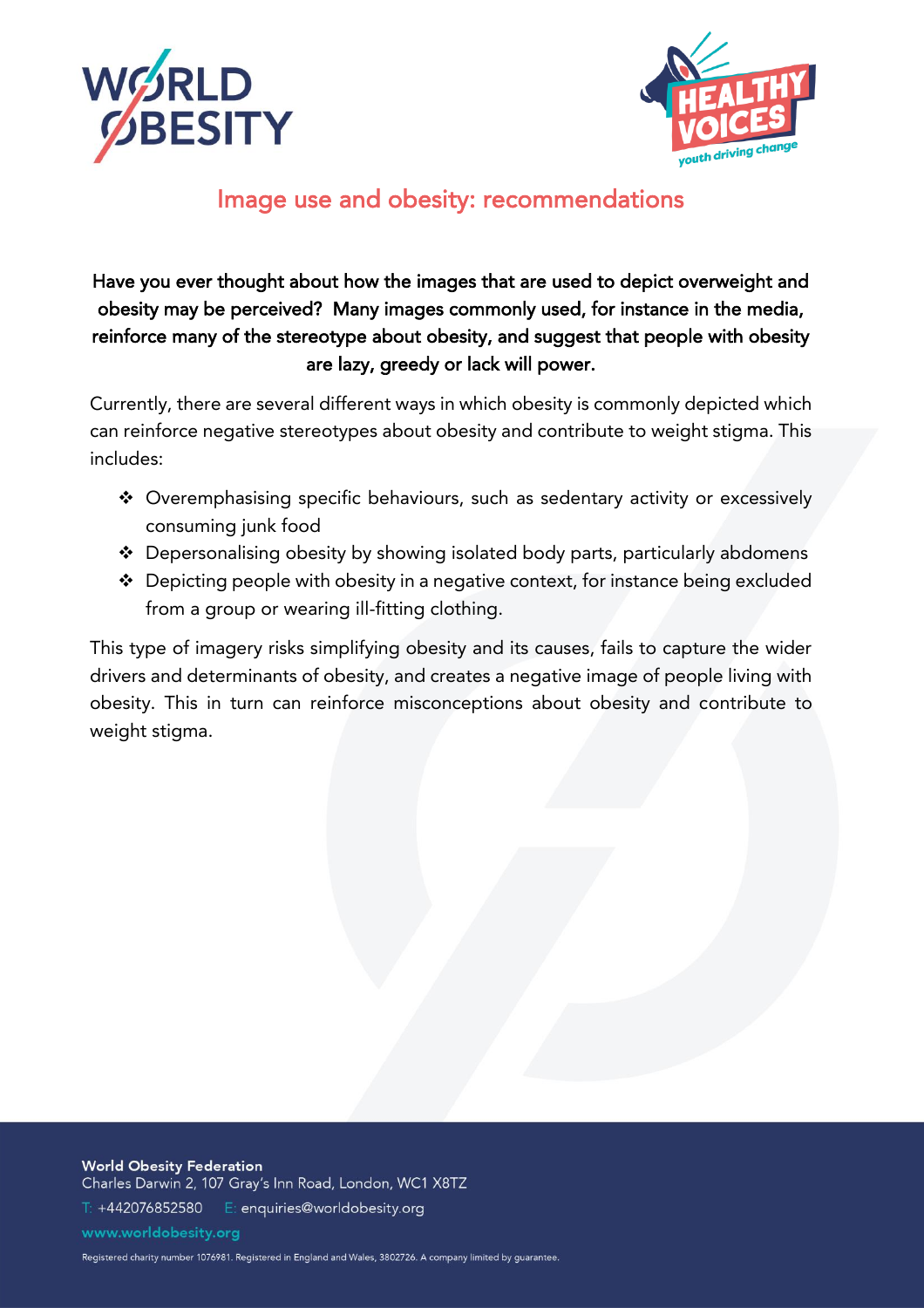# Image use and obesity: recommendations

**Have you ever thought about how the images that are used to depict overweight and obesity may be perceived? Many images commonly used, for instance in the media, reinforce many of the stereotype about obesity, and suggest that people with obesity are lazy, greedy or lack will power.**

Currently, there are several different ways in which obesity is commonly depicted which can reinforce negative stereotypes about obesity and contribute to weight stigma. This includes:

- Overemphasising specific behaviours, such as sedentary activity or excessively consuming junk food
- Depersonalising obesity by showing isolated body parts, particularly abdomens
- Depicting people with obesity in a negative context, for instance being excluded from a group or wearing ill-fitting clothing.

This type of imagery risks simplifying obesity and its causes, fails to capture the wider drivers and determinants of obesity, and creates a negative image of people living with obesity. This in turn can reinforce misconceptions about obesity and contribute to weight stigma.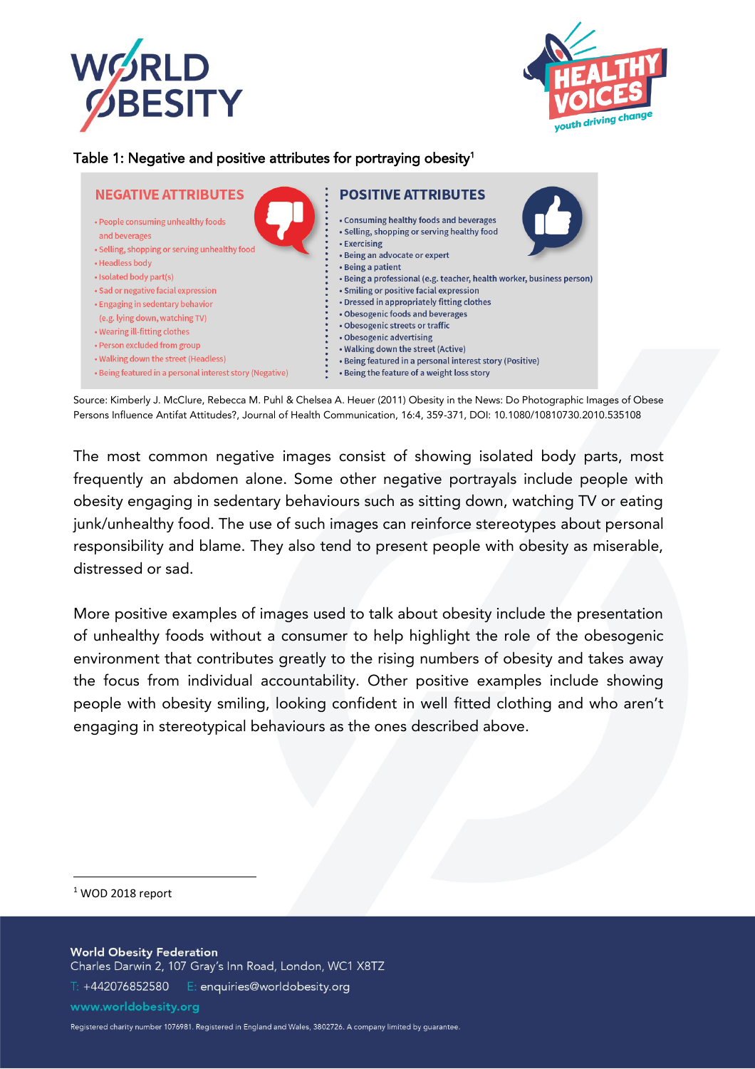Table 1: Negative and positive attributes for portraying obesity[1]

| NEGATIVE ATTRIBUTES | POSITIVE ATTRIBUTES |
| --- | --- |
| • People consuming unhealthy foods and beverages | • Consuming healthy foods and beverages |
| • Selling, shopping or serving unhealthy food | • Selling, shopping or serving healthy food |
| • Headless body | • Exercising |
| • Isolated body part(s) | • Being an advocate or expert |
| • Sad or negative facial expression | • Being a patient |
| • Engaging in sedentary behavior (e.g. lying down, watching TV) | • Being a professional (e.g. teacher, health worker, business person) |
| • Wearing ill-fitting clothes | • Smiling or positive facial expression |
| • Person excluded from group | • Dressed in appropriately fitting clothes |
| • Walking down the street (Headless) | • Obesogenic foods and beverages |
| • Being featured in a personal interest story (Negative) | • Obesogenic streets or traffic |
| | • Obesogenic advertising |
| | • Walking down the street (Active) |
| | • Being featured in a personal interest story (Positive) |
| | • Being the feature of a weight loss story |

Source: Kimberly J. McClure, Rebecca M. Puhl & Chelsea A. Heuer (2011) Obesity in the News: Do Photographic Images of Obese Persons Influence Antifat Attitudes?, Journal of Health Communication, 16:4, 359-371, DOI: 10.1080/10810730.2010.535108

The most common negative images consist of showing isolated body parts, most frequently an abdomen alone. Some other negative portrayals include people with obesity engaging in sedentary behaviours such as sitting down, watching TV or eating junk/unhealthy food. The use of such images can reinforce stereotypes about personal responsibility and blame. They also tend to present people with obesity as miserable, distressed or sad.

More positive examples of images used to talk about obesity include the presentation of unhealthy foods without a consumer to help highlight the role of the obesogenic environment that contributes greatly to the rising numbers of obesity and takes away the focus from individual accountability. Other positive examples include showing people with obesity smiling, looking confident in well fitted clothing and who aren't engaging in stereotypical behaviours as the ones described above.

[1] WOD 2018 report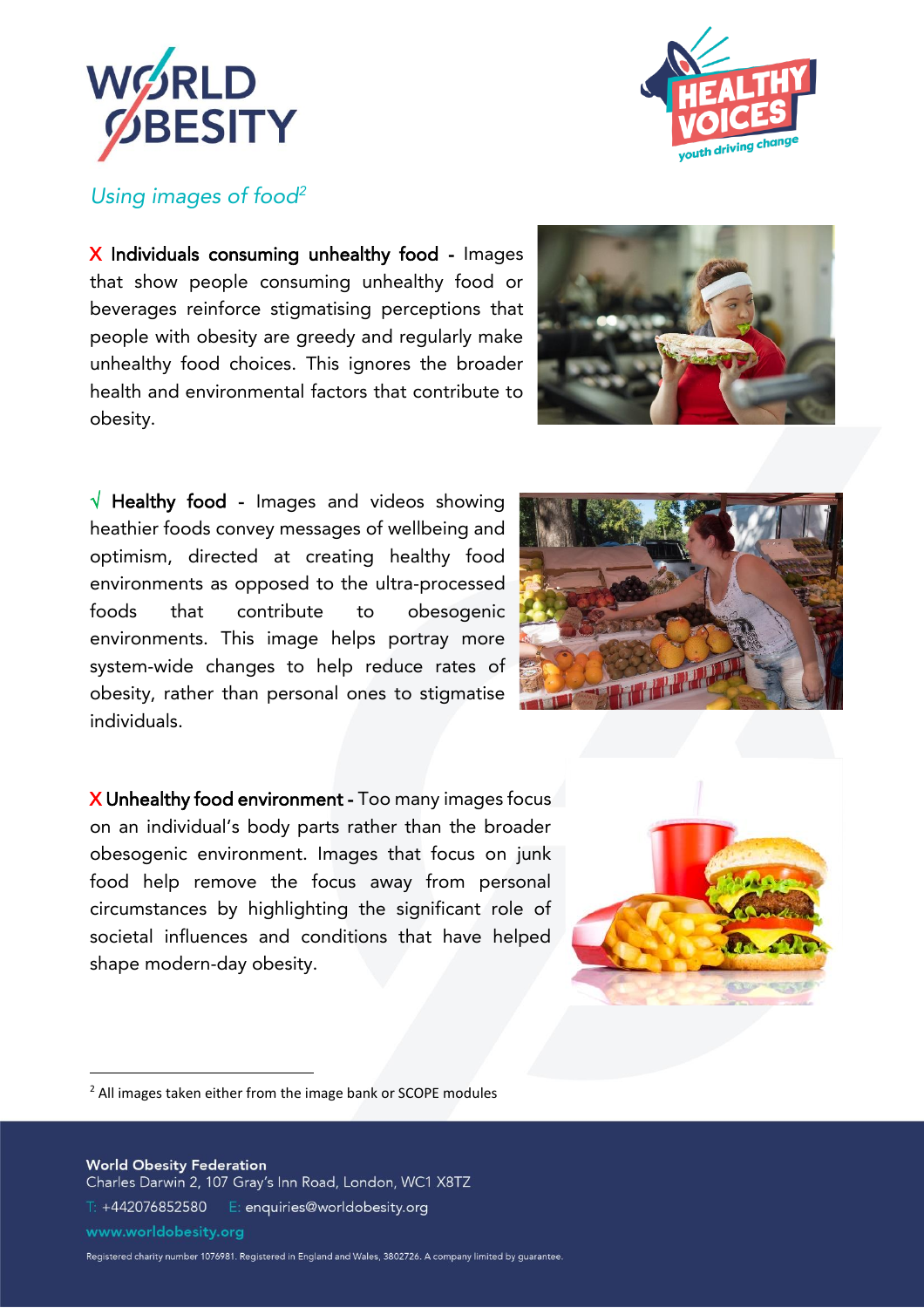## *Using images of food*[2]

X **Individuals consuming unhealthy food** - Images that show people consuming unhealthy food or beverages reinforce stigmatising perceptions that people with obesity are greedy and regularly make unhealthy food choices. This ignores the broader health and environmental factors that contribute to obesity.

√ **Healthy food** - Images and videos showing heathier foods convey messages of wellbeing and optimism, directed at creating healthy food environments as opposed to the ultra-processed foods that contribute to obesogenic environments. This image helps portray more system-wide changes to help reduce rates of obesity, rather than personal ones to stigmatise individuals.

X **Unhealthy food environment** - Too many images focus on an individual's body parts rather than the broader obesogenic environment. Images that focus on junk food help remove the focus away from personal circumstances by highlighting the significant role of societal influences and conditions that have helped shape modern-day obesity.

---

[2] All images taken either from the image bank or SCOPE modules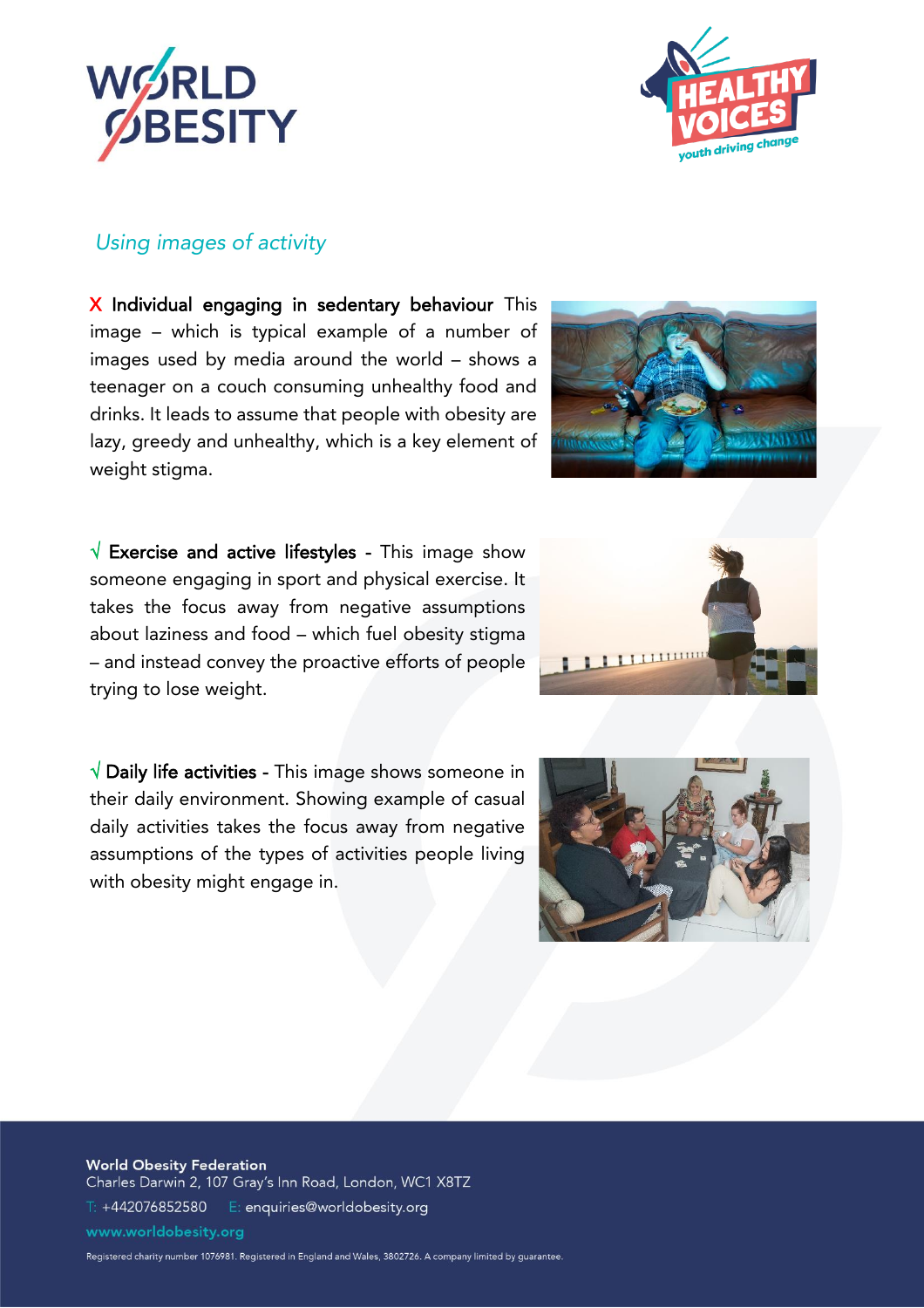## *Using images of activity*

X **Individual engaging in sedentary behaviour** This image – which is typical example of a number of images used by media around the world – shows a teenager on a couch consuming unhealthy food and drinks. It leads to assume that people with obesity are lazy, greedy and unhealthy, which is a key element of weight stigma.

√ **Exercise and active lifestyles** - This image show someone engaging in sport and physical exercise. It takes the focus away from negative assumptions about laziness and food – which fuel obesity stigma – and instead convey the proactive efforts of people trying to lose weight.

√ **Daily life activities** - This image shows someone in their daily environment. Showing example of casual daily activities takes the focus away from negative assumptions of the types of activities people living with obesity might engage in.

**World Obesity Federation**
Charles Darwin 2, 107 Gray's Inn Road, London, WC1 X8TZ

T: +442076852580 E: enquiries@worldobesity.org

www.worldobesity.org

Registered charity number 1076981. Registered in England and Wales, 3802726. A company limited by guarantee.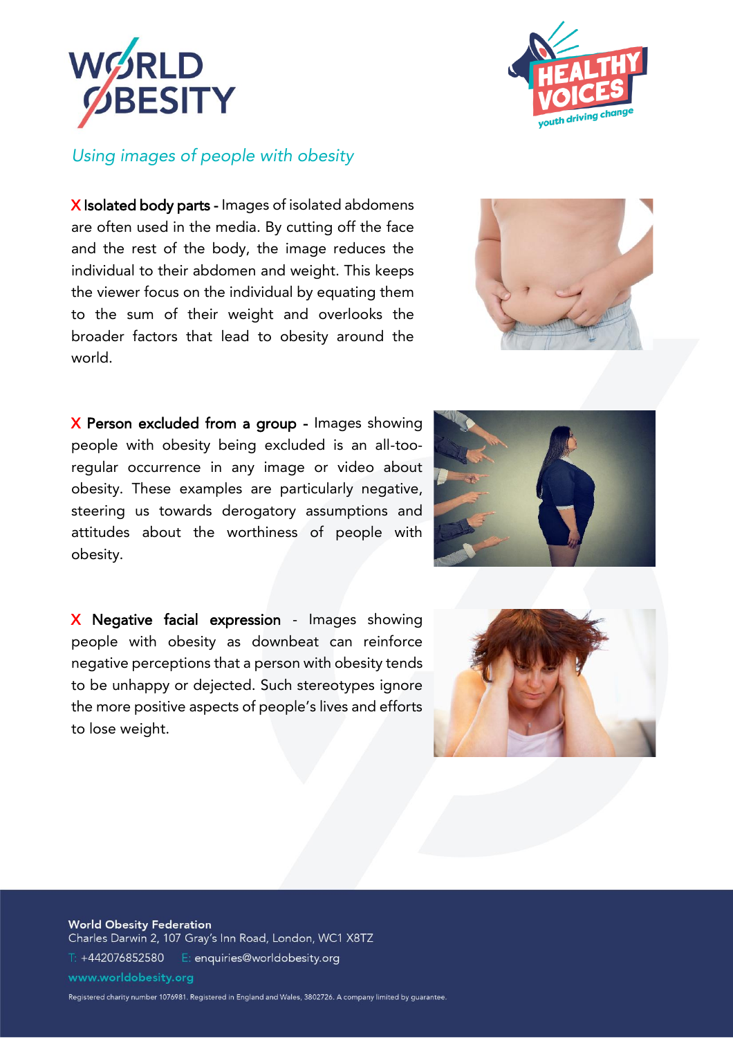*Using images of people with obesity*

X **Isolated body parts -** Images of isolated abdomens are often used in the media. By cutting off the face and the rest of the body, the image reduces the individual to their abdomen and weight. This keeps the viewer focus on the individual by equating them to the sum of their weight and overlooks the broader factors that lead to obesity around the world.

X **Person excluded from a group -** Images showing people with obesity being excluded is an all-too-regular occurrence in any image or video about obesity. These examples are particularly negative, steering us towards derogatory assumptions and attitudes about the worthiness of people with obesity.

X **Negative facial expression** - Images showing people with obesity as downbeat can reinforce negative perceptions that a person with obesity tends to be unhappy or dejected. Such stereotypes ignore the more positive aspects of people's lives and efforts to lose weight.

**World Obesity Federation**
Charles Darwin 2, 107 Gray's Inn Road, London, WC1 X8TZ

T: +442076852580 E: enquiries@worldobesity.org

www.worldobesity.org

Registered charity number 1076981. Registered in England and Wales, 3802726. A company limited by guarantee.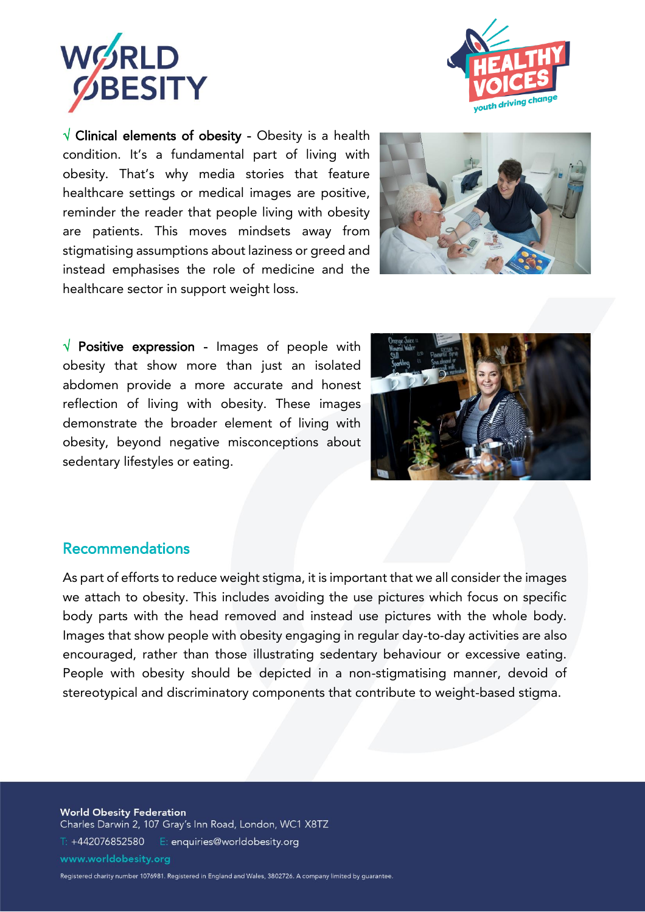√ **Clinical elements of obesity** - Obesity is a health condition. It's a fundamental part of living with obesity. That's why media stories that feature healthcare settings or medical images are positive, reminder the reader that people living with obesity are patients. This moves mindsets away from stigmatising assumptions about laziness or greed and instead emphasises the role of medicine and the healthcare sector in support weight loss.

√ **Positive expression** - Images of people with obesity that show more than just an isolated abdomen provide a more accurate and honest reflection of living with obesity. These images demonstrate the broader element of living with obesity, beyond negative misconceptions about sedentary lifestyles or eating.

## Recommendations

As part of efforts to reduce weight stigma, it is important that we all consider the images we attach to obesity. This includes avoiding the use pictures which focus on specific body parts with the head removed and instead use pictures with the whole body. Images that show people with obesity engaging in regular day-to-day activities are also encouraged, rather than those illustrating sedentary behaviour or excessive eating. People with obesity should be depicted in a non-stigmatising manner, devoid of stereotypical and discriminatory components that contribute to weight-based stigma.

**World Obesity Federation**
Charles Darwin 2, 107 Gray's Inn Road, London, WC1 X8TZ
T: +442076852580 E: enquiries@worldobesity.org
www.worldobesity.org

Registered charity number 1076981. Registered in England and Wales, 3802726. A company limited by guarantee.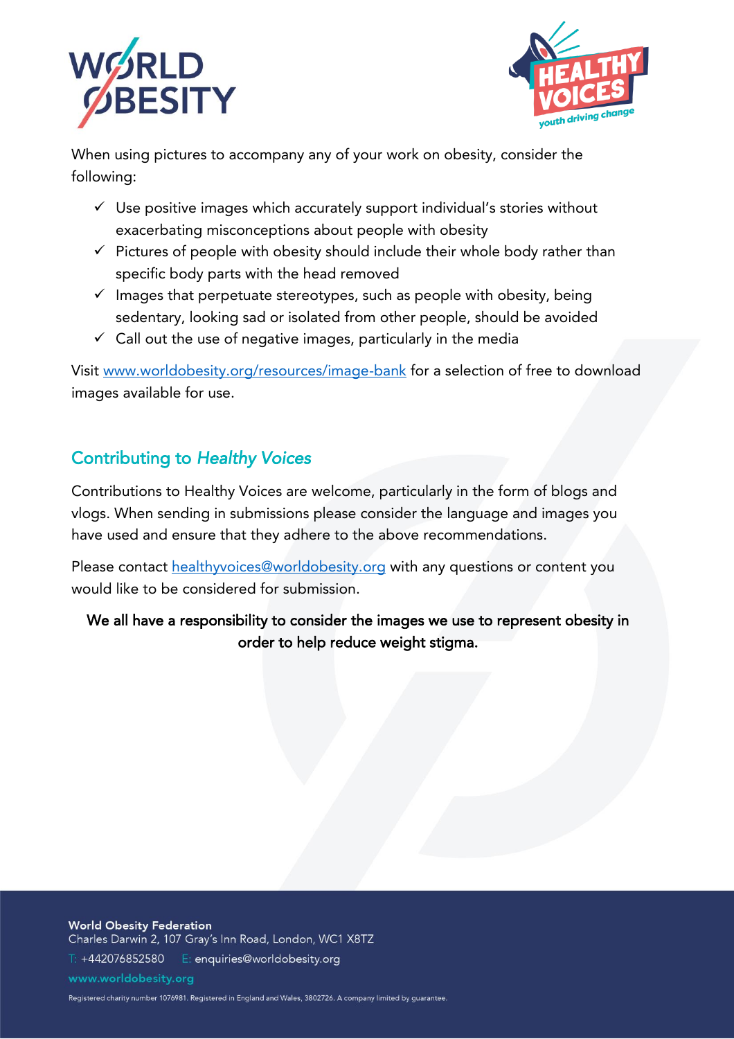When using pictures to accompany any of your work on obesity, consider the following:

- ✓ Use positive images which accurately support individual's stories without exacerbating misconceptions about people with obesity
- ✓ Pictures of people with obesity should include their whole body rather than specific body parts with the head removed
- ✓ Images that perpetuate stereotypes, such as people with obesity, being sedentary, looking sad or isolated from other people, should be avoided
- ✓ Call out the use of negative images, particularly in the media

Visit [www.worldobesity.org/resources/image-bank](www.worldobesity.org/resources/image-bank) for a selection of free to download images available for use.

## Contributing to *Healthy Voices*

Contributions to Healthy Voices are welcome, particularly in the form of blogs and vlogs. When sending in submissions please consider the language and images you have used and ensure that they adhere to the above recommendations.

Please contact [healthyvoices@worldobesity.org](mailto:healthyvoices@worldobesity.org) with any questions or content you would like to be considered for submission.

**We all have a responsibility to consider the images we use to represent obesity in order to help reduce weight stigma.**

**World Obesity Federation**
Charles Darwin 2, 107 Gray's Inn Road, London, WC1 X8TZ

T: +442076852580 E: enquiries@worldobesity.org

www.worldobesity.org

Registered charity number 1076981. Registered in England and Wales, 3802726. A company limited by guarantee.